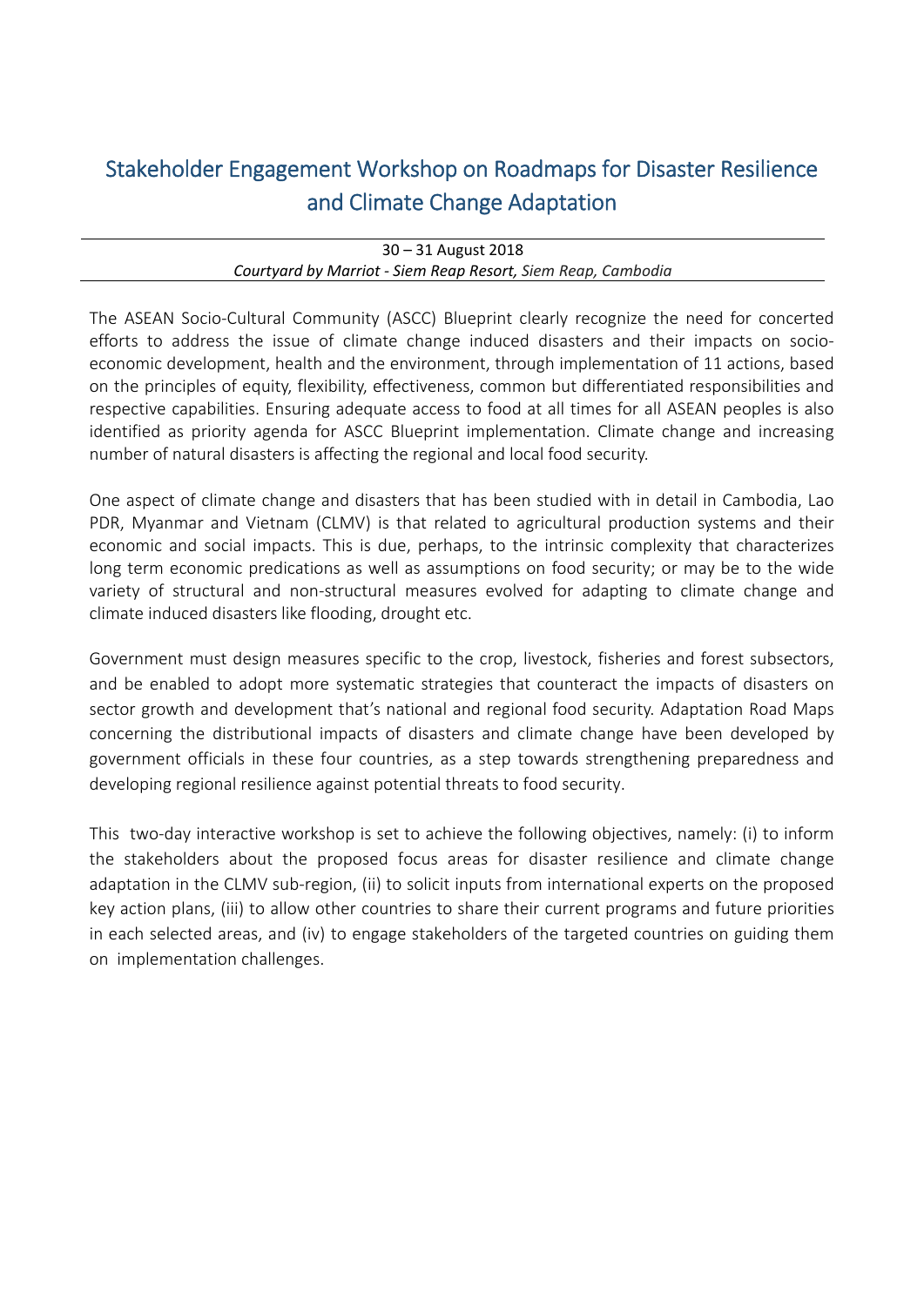# Stakeholder Engagement Workshop on Roadmaps for Disaster Resilience and Climate Change Adaptation

30 – 31 August 2018

*Courtyard by Marriot - Siem Reap Resort, Siem Reap, Cambodia*

The ASEAN Socio-Cultural Community (ASCC) Blueprint clearly recognize the need for concerted efforts to address the issue of climate change induced disasters and their impacts on socio-economic development, health and the environment, through implementation of 11 actions, based on the principles of equity, flexibility, effectiveness, common but differentiated responsibilities and respective capabilities. Ensuring adequate access to food at all times for all ASEAN peoples is also identified as priority agenda for ASCC Blueprint implementation. Climate change and increasing number of natural disasters is affecting the regional and local food security.

One aspect of climate change and disasters that has been studied with in detail in Cambodia, Lao PDR, Myanmar and Vietnam (CLMV) is that related to agricultural production systems and their economic and social impacts. This is due, perhaps, to the intrinsic complexity that characterizes long term economic predications as well as assumptions on food security; or may be to the wide variety of structural and non-structural measures evolved for adapting to climate change and climate induced disasters like flooding, drought etc.

Government must design measures specific to the crop, livestock, fisheries and forest subsectors, and be enabled to adopt more systematic strategies that counteract the impacts of disasters on sector growth and development that's national and regional food security. Adaptation Road Maps concerning the distributional impacts of disasters and climate change have been developed by government officials in these four countries, as a step towards strengthening preparedness and developing regional resilience against potential threats to food security.

This two-day interactive workshop is set to achieve the following objectives, namely: (i) to inform the stakeholders about the proposed focus areas for disaster resilience and climate change adaptation in the CLMV sub-region, (ii) to solicit inputs from international experts on the proposed key action plans, (iii) to allow other countries to share their current programs and future priorities in each selected areas, and (iv) to engage stakeholders of the targeted countries on guiding them on implementation challenges.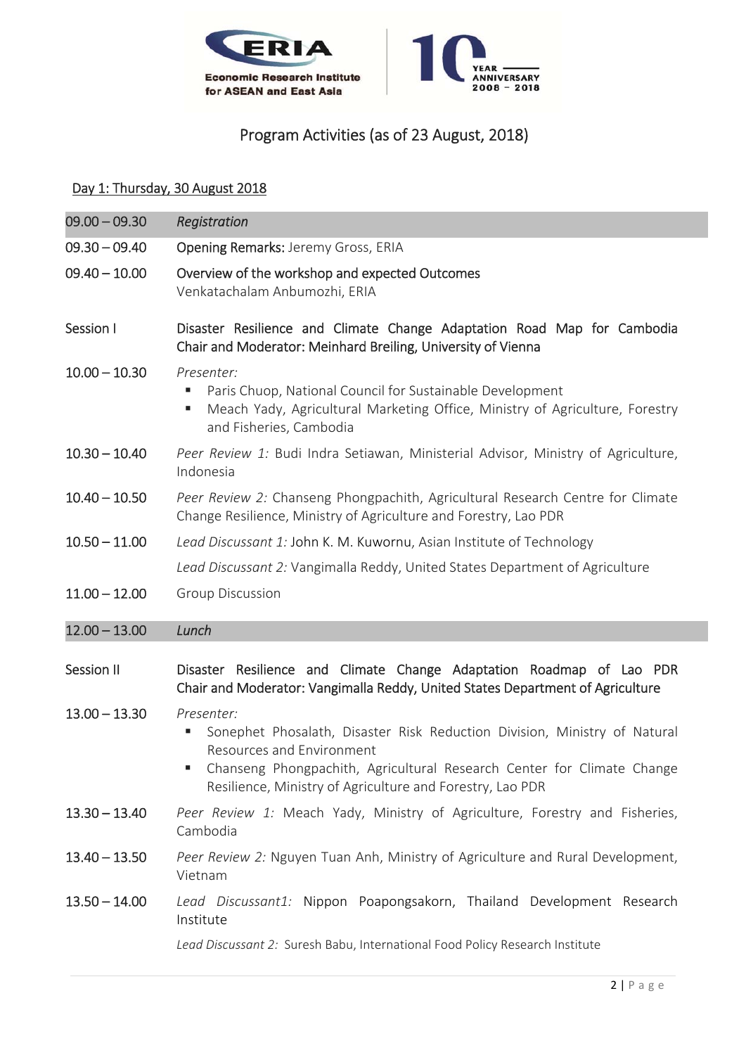ERIA Economic Research Institute for ASEAN and East Asia | 10 YEAR ANNIVERSARY 2008 – 2018

# Program Activities (as of 23 August, 2018)

## Day 1: Thursday, 30 August 2018

| | |
|---|---|
| 09.00 – 09.30 | *Registration* |
| 09.30 – 09.40 | Opening Remarks: Jeremy Gross, ERIA |
| 09.40 – 10.00 | Overview of the workshop and expected Outcomes<br>Venkatachalam Anbumozhi, ERIA |
| Session I | Disaster Resilience and Climate Change Adaptation Road Map for Cambodia<br>Chair and Moderator: Meinhard Breiling, University of Vienna |
| 10.00 – 10.30 | *Presenter:*<br>▪ Paris Chuop, National Council for Sustainable Development<br>▪ Meach Yady, Agricultural Marketing Office, Ministry of Agriculture, Forestry and Fisheries, Cambodia |
| 10.30 – 10.40 | *Peer Review 1:* Budi Indra Setiawan, Ministerial Advisor, Ministry of Agriculture, Indonesia |
| 10.40 – 10.50 | *Peer Review 2:* Chanseng Phongpachith, Agricultural Research Centre for Climate Change Resilience, Ministry of Agriculture and Forestry, Lao PDR |
| 10.50 – 11.00 | *Lead Discussant 1:* John K. M. Kuwornu, Asian Institute of Technology<br>*Lead Discussant 2:* Vangimalla Reddy, United States Department of Agriculture |
| 11.00 – 12.00 | Group Discussion |
| 12.00 – 13.00 | *Lunch* |
| Session II | Disaster Resilience and Climate Change Adaptation Roadmap of Lao PDR<br>Chair and Moderator: Vangimalla Reddy, United States Department of Agriculture |
| 13.00 – 13.30 | *Presenter:*<br>▪ Sonephet Phosalath, Disaster Risk Reduction Division, Ministry of Natural Resources and Environment<br>▪ Chanseng Phongpachith, Agricultural Research Center for Climate Change Resilience, Ministry of Agriculture and Forestry, Lao PDR |
| 13.30 – 13.40 | *Peer Review 1:* Meach Yady, Ministry of Agriculture, Forestry and Fisheries, Cambodia |
| 13.40 – 13.50 | *Peer Review 2:* Nguyen Tuan Anh, Ministry of Agriculture and Rural Development, Vietnam |
| 13.50 – 14.00 | *Lead Discussant1:* Nippon Poapongsakorn, Thailand Development Research Institute<br>*Lead Discussant 2:* Suresh Babu, International Food Policy Research Institute |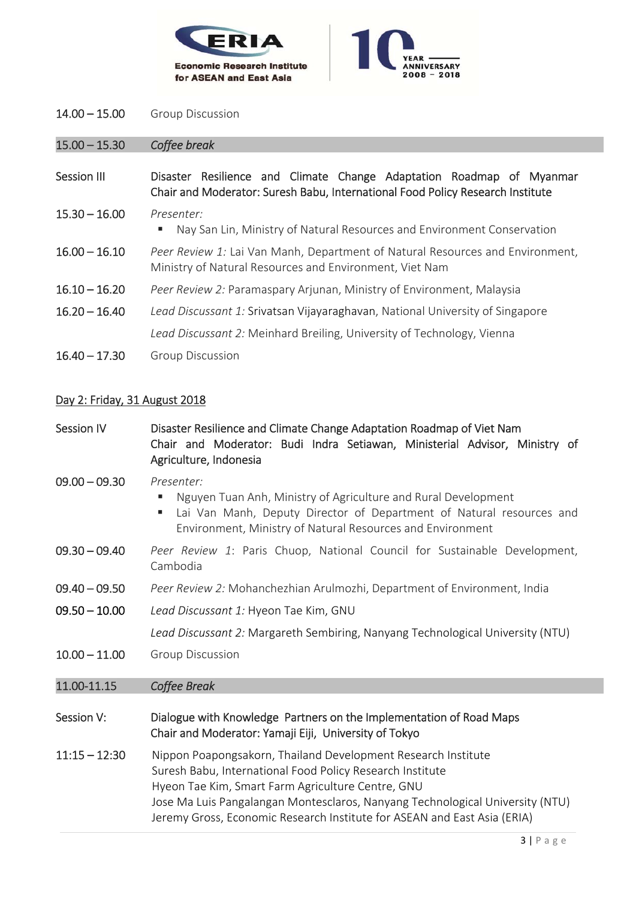| | |
|---|---|
| 14.00 – 15.00 | Group Discussion |
| 15.00 – 15.30 | *Coffee break* |
| Session III | Disaster Resilience and Climate Change Adaptation Roadmap of Myanmar<br>Chair and Moderator: Suresh Babu, International Food Policy Research Institute |
| 15.30 – 16.00 | *Presenter:*<br>▪ Nay San Lin, Ministry of Natural Resources and Environment Conservation |
| 16.00 – 16.10 | *Peer Review 1:* Lai Van Manh, Department of Natural Resources and Environment, Ministry of Natural Resources and Environment, Viet Nam |
| 16.10 – 16.20 | *Peer Review 2:* Paramaspary Arjunan, Ministry of Environment, Malaysia |
| 16.20 – 16.40 | *Lead Discussant 1:* Srivatsan Vijayaraghavan, National University of Singapore<br>*Lead Discussant 2:* Meinhard Breiling, University of Technology, Vienna |
| 16.40 – 17.30 | Group Discussion |

Day 2: Friday, 31 August 2018

| | |
|---|---|
| Session IV | Disaster Resilience and Climate Change Adaptation Roadmap of Viet Nam<br>Chair and Moderator: Budi Indra Setiawan, Ministerial Advisor, Ministry of Agriculture, Indonesia |
| 09.00 – 09.30 | *Presenter:*<br>▪ Nguyen Tuan Anh, Ministry of Agriculture and Rural Development<br>▪ Lai Van Manh, Deputy Director of Department of Natural resources and Environment, Ministry of Natural Resources and Environment |
| 09.30 – 09.40 | *Peer Review 1*: Paris Chuop, National Council for Sustainable Development, Cambodia |
| 09.40 – 09.50 | *Peer Review 2:* Mohanchezhian Arulmozhi, Department of Environment, India |
| 09.50 – 10.00 | *Lead Discussant 1:* Hyeon Tae Kim, GNU<br>*Lead Discussant 2:* Margareth Sembiring, Nanyang Technological University (NTU) |
| 10.00 – 11.00 | Group Discussion |
| 11.00-11.15 | *Coffee Break* |
| Session V: | Dialogue with Knowledge Partners on the Implementation of Road Maps<br>Chair and Moderator: Yamaji Eiji, University of Tokyo |
| 11:15 – 12:30 | Nippon Poapongsakorn, Thailand Development Research Institute<br>Suresh Babu, International Food Policy Research Institute<br>Hyeon Tae Kim, Smart Farm Agriculture Centre, GNU<br>Jose Ma Luis Pangalangan Montesclaros, Nanyang Technological University (NTU)<br>Jeremy Gross, Economic Research Institute for ASEAN and East Asia (ERIA) |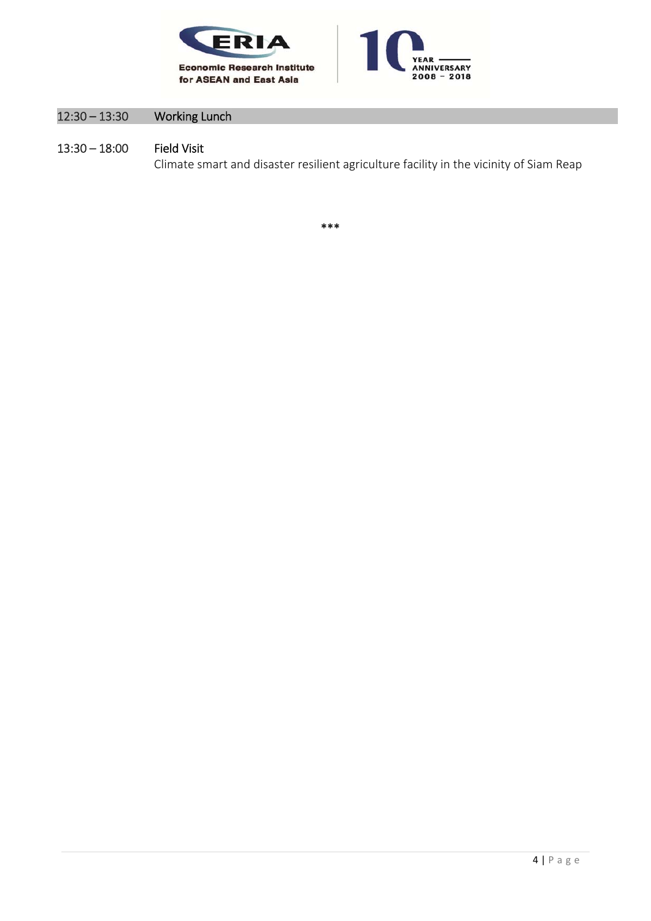| | |
|---|---|
| 12:30 – 13:30 | Working Lunch |
| 13:30 – 18:00 | Field Visit<br>Climate smart and disaster resilient agriculture facility in the vicinity of Siam Reap |

***